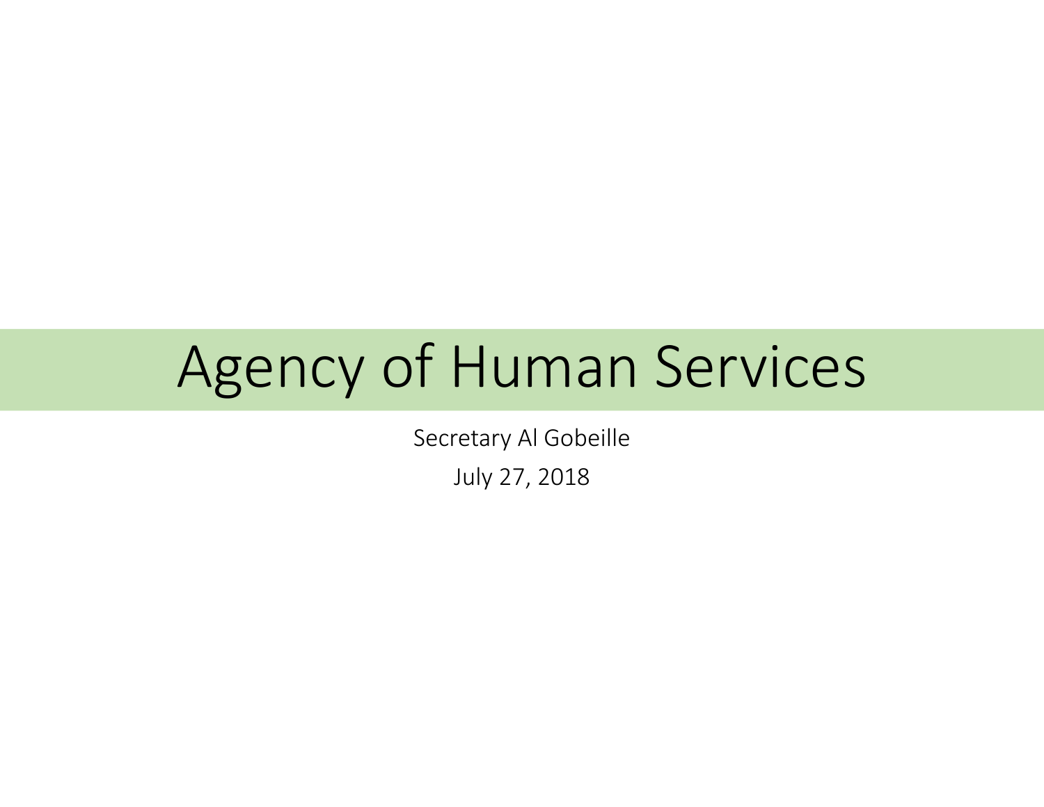# Agency of Human Services

Secretary Al Gobeille

July 27, 2018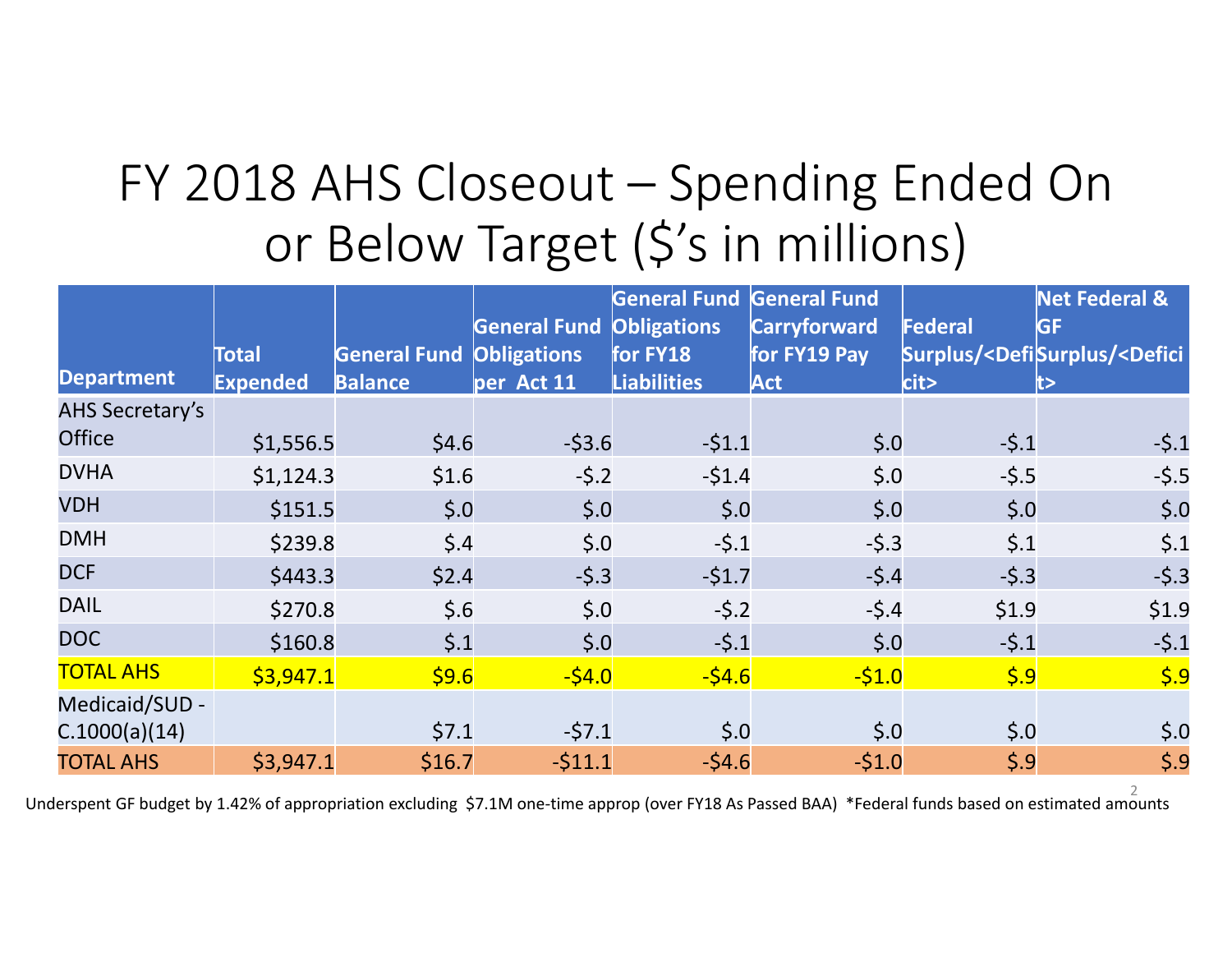# FY 2018 AHS Closeout – Spending Ended On or Below Target ($'s in millions)

| Department | Total Expended | General Fund Balance | General Fund Obligations per Act 11 | General Fund Obligations for FY18 Liabilities | General Fund Carryforward for FY19 Pay Act | Federal Surplus/<Deficit> | Net Federal & GF Surplus/<Deficit> |
|---|---|---|---|---|---|---|---|
| AHS Secretary's Office | $1,556.5 | $4.6 | -$3.6 | -$1.1 | $.0 | -$.1 | -$.1 |
| DVHA | $1,124.3 | $1.6 | -$.2 | -$1.4 | $.0 | -$.5 | -$.5 |
| VDH | $151.5 | $.0 | $.0 | $.0 | $.0 | $.0 | $.0 |
| DMH | $239.8 | $.4 | $.0 | -$.1 | -$.3 | $.1 | $.1 |
| DCF | $443.3 | $2.4 | -$.3 | -$1.7 | -$.4 | -$.3 | -$.3 |
| DAIL | $270.8 | $.6 | $.0 | -$.2 | -$.4 | $1.9 | $1.9 |
| DOC | $160.8 | $.1 | $.0 | -$.1 | $.0 | -$.1 | -$.1 |
| TOTAL AHS | $3,947.1 | $9.6 | -$4.0 | -$4.6 | -$1.0 | $.9 | $.9 |
| Medicaid/SUD - C.1000(a)(14) | | $7.1 | -$7.1 | $.0 | $.0 | $.0 | $.0 |
| TOTAL AHS | $3,947.1 | $16.7 | -$11.1 | -$4.6 | -$1.0 | $.9 | $.9 |

Underspent GF budget by 1.42% of appropriation excluding $7.1M one-time approp (over FY18 As Passed BAA) *Federal funds based on estimated amounts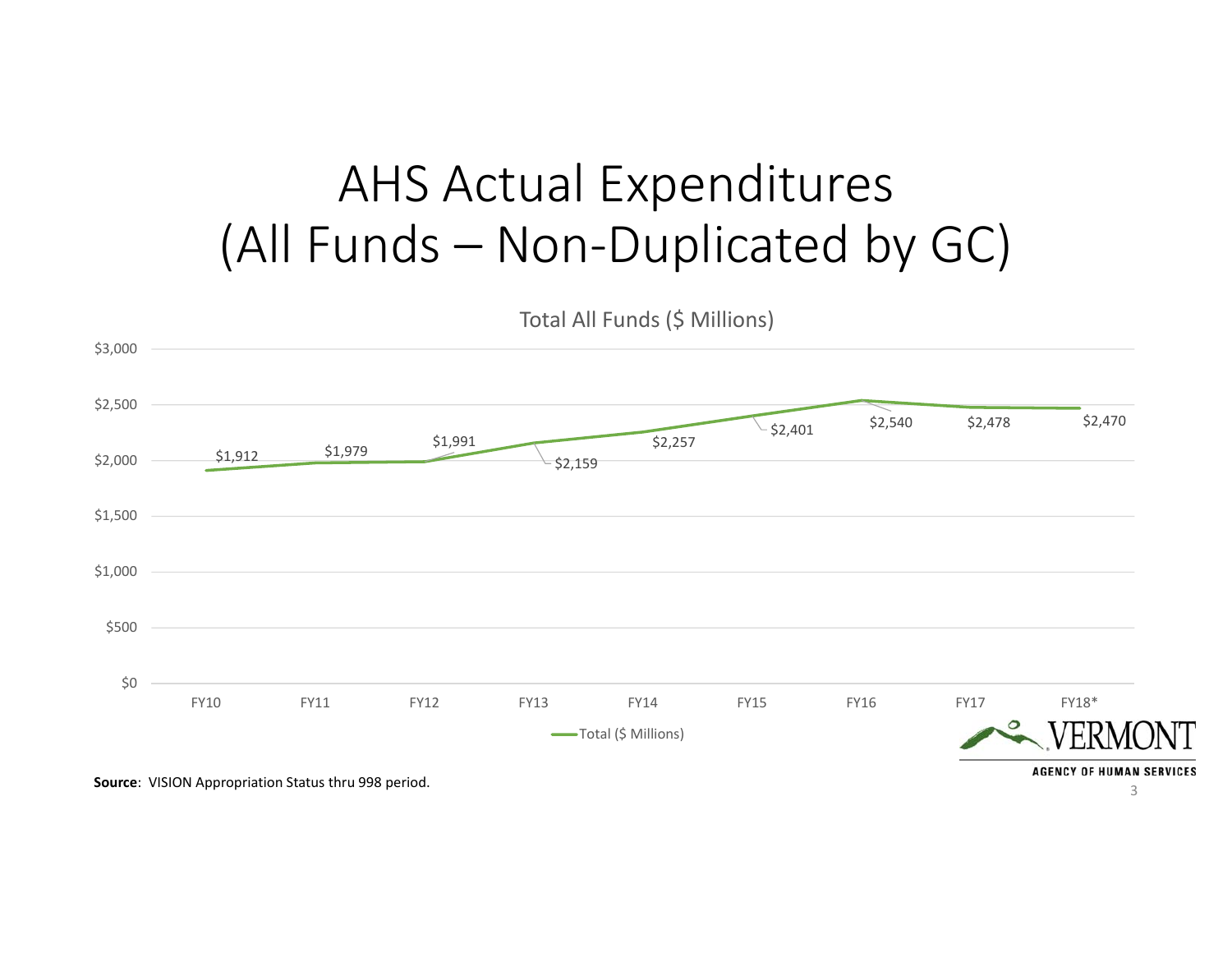# AHS Actual Expenditures (All Funds – Non-Duplicated by GC)

Total All Funds ($ Millions)

| Fiscal Year | Total ($ Millions) |
|---|---|
| FY10 | $1,912 |
| FY11 | $1,979 |
| FY12 | $1,991 |
| FY13 | $2,159 |
| FY14 | $2,257 |
| FY15 | $2,401 |
| FY16 | $2,540 |
| FY17 | $2,478 |
| FY18* | $2,470 |

**Source**: VISION Appropriation Status thru 998 period.

VERMONT AGENCY OF HUMAN SERVICES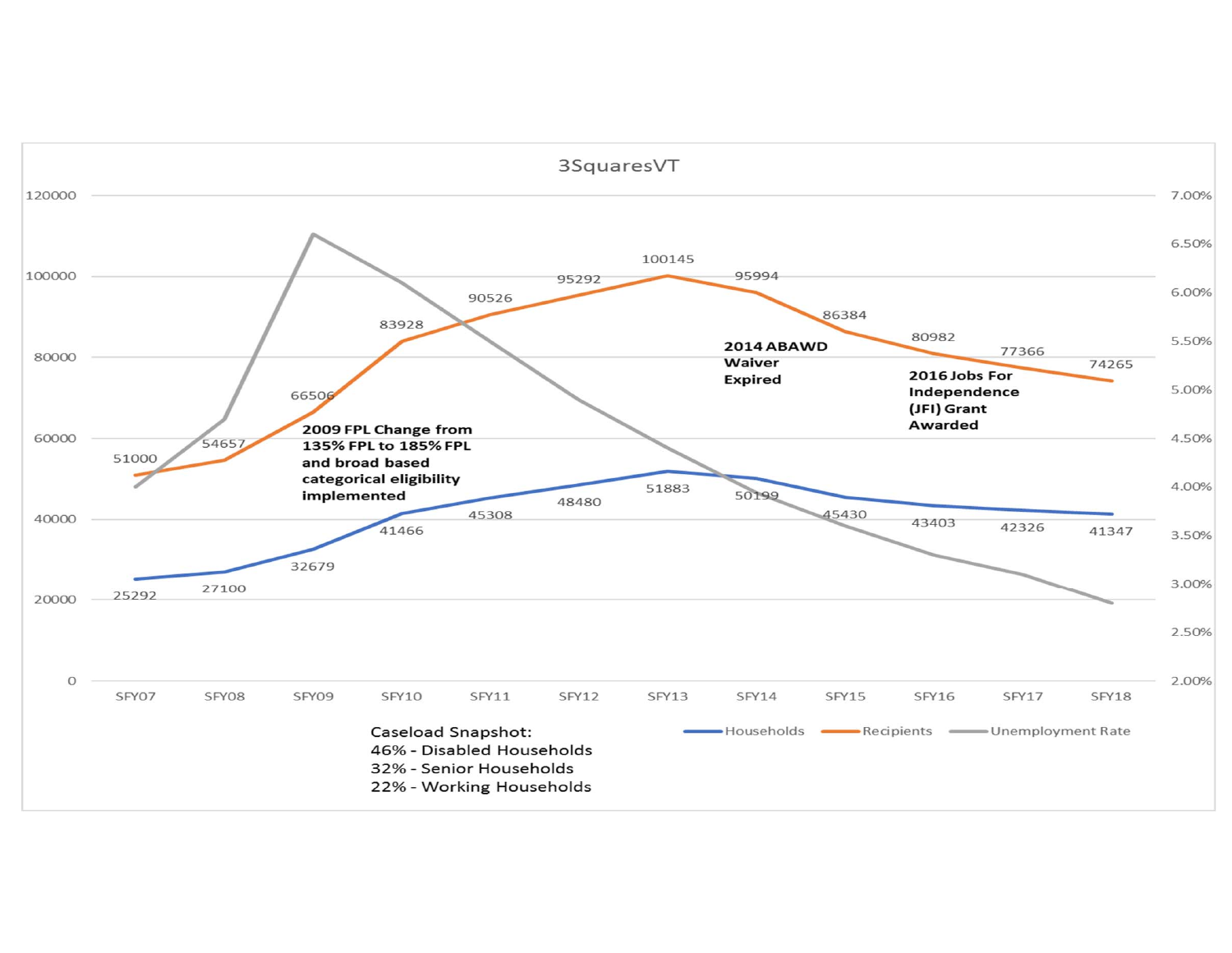## 3SquaresVT

| | SFY07 | SFY08 | SFY09 | SFY10 | SFY11 | SFY12 | SFY13 | SFY14 | SFY15 | SFY16 | SFY17 | SFY18 |
|---|---|---|---|---|---|---|---|---|---|---|---|---|
| Households | 25292 | 27100 | 32679 | 41466 | 45308 | 48480 | 51883 | 50199 | 45430 | 43403 | 42326 | 41347 |
| Recipients | 51000 | 54657 | 66506 | 83928 | 90526 | 95292 | 100145 | 95994 | 86384 | 80982 | 77366 | 74265 |

Legend: Households, Recipients, Unemployment Rate

**2009 FPL Change from 135% FPL to 185% FPL and broad based categorical eligibility implemented**

**2014 ABAWD Waiver Expired**

**2016 Jobs For Independence (JFI) Grant Awarded**

Caseload Snapshot:
46% - Disabled Households
32% - Senior Households
22% - Working Households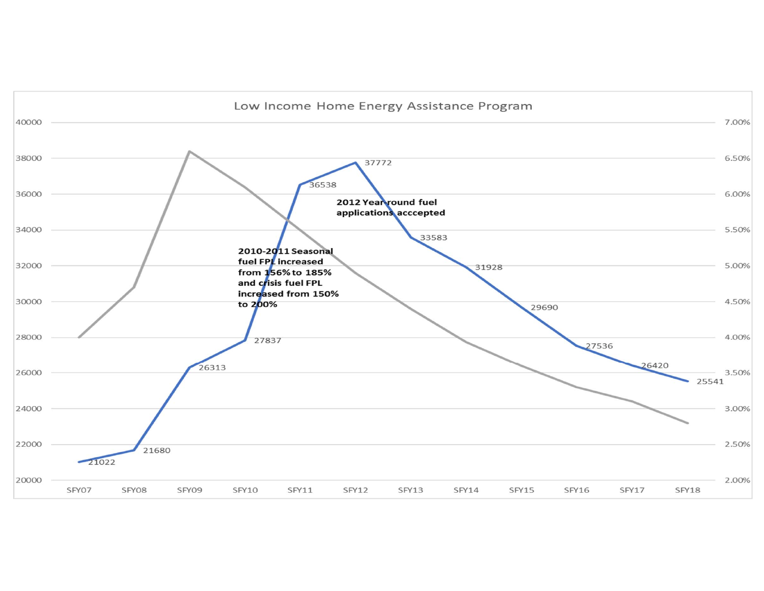## Low Income Home Energy Assistance Program

| | SFY07 | SFY08 | SFY09 | SFY10 | SFY11 | SFY12 | SFY13 | SFY14 | SFY15 | SFY16 | SFY17 | SFY18 |
|---|---|---|---|---|---|---|---|---|---|---|---|---|
| | 21022 | 21680 | 26313 | 27837 | 36538 | 37772 | 33583 | 31928 | 29690 | 27536 | 26420 | 25541 |

**2010-2011 Seasonal fuel FPL increased from 156% to 185% and crisis fuel FPL increased from 150% to 200%**

**2012 Year-round fuel applications acccepted**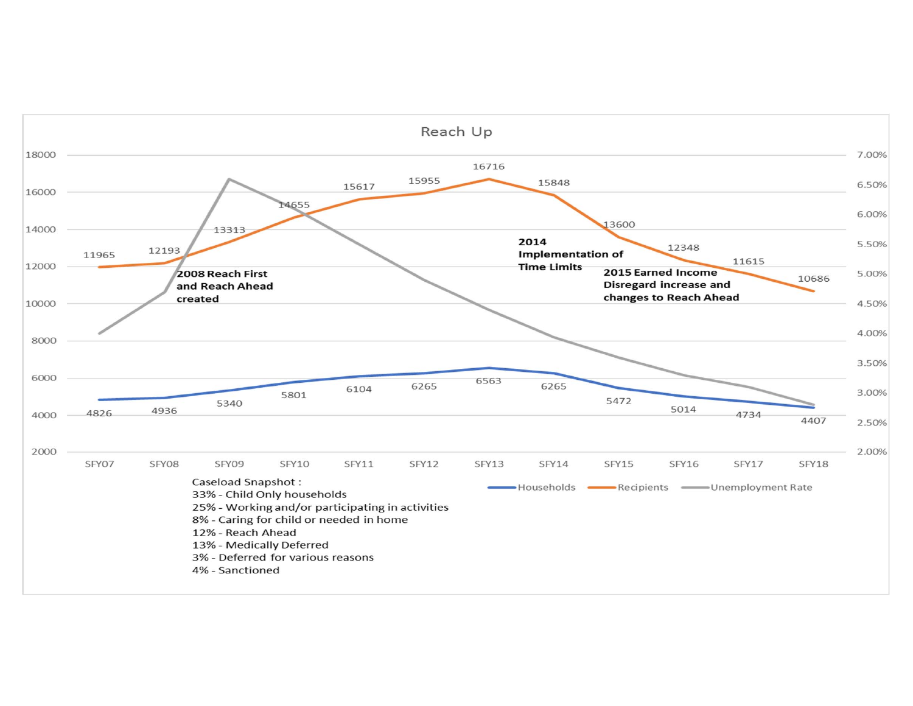## Reach Up

| | SFY07 | SFY08 | SFY09 | SFY10 | SFY11 | SFY12 | SFY13 | SFY14 | SFY15 | SFY16 | SFY17 | SFY18 |
|---|---|---|---|---|---|---|---|---|---|---|---|---|
| Households | 4826 | 4936 | 5340 | 5801 | 6104 | 6265 | 6563 | 6265 | 5472 | 5014 | 4734 | 4407 |
| Recipients | 11965 | 12193 | 13313 | 14655 | 15617 | 15955 | 16716 | 15848 | 13600 | 12348 | 11615 | 10686 |

Households — Recipients — Unemployment Rate

**2008 Reach First and Reach Ahead created**

**2014 Implementation of Time Limits**

**2015 Earned Income Disregard increase and changes to Reach Ahead**

Caseload Snapshot :
33% - Child Only households
25% - Working and/or participating in activities
8% - Caring for child or needed in home
12% - Reach Ahead
13% - Medically Deferred
3% - Deferred for various reasons
4% - Sanctioned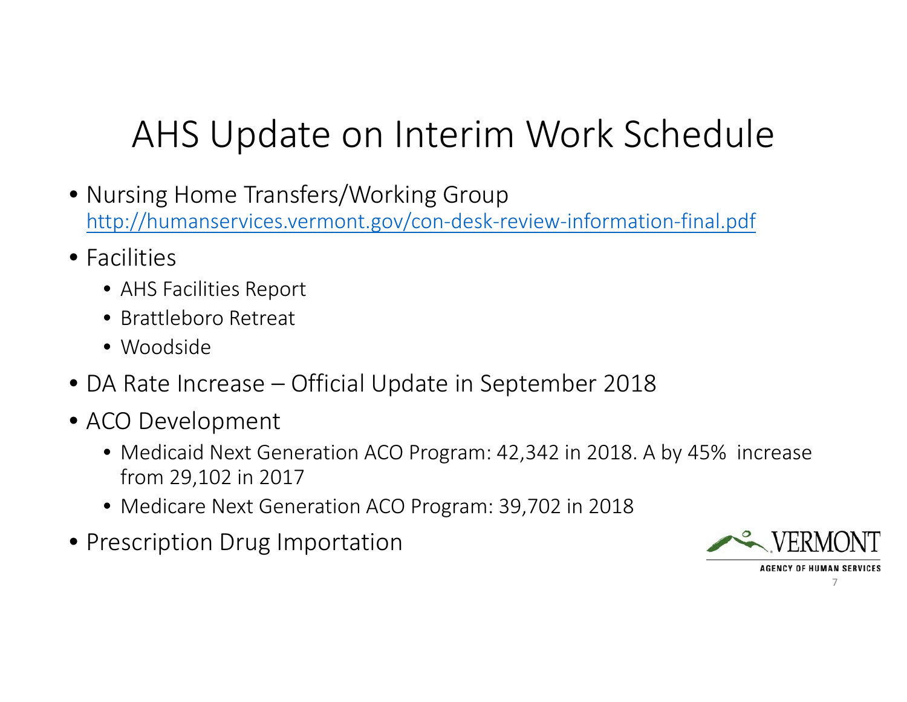# AHS Update on Interim Work Schedule

- Nursing Home Transfers/Working Group
  http://humanservices.vermont.gov/con-desk-review-information-final.pdf
- Facilities
  - AHS Facilities Report
  - Brattleboro Retreat
  - Woodside
- DA Rate Increase – Official Update in September 2018
- ACO Development
  - Medicaid Next Generation ACO Program: 42,342 in 2018. A by 45% increase from 29,102 in 2017
  - Medicare Next Generation ACO Program: 39,702 in 2018
- Prescription Drug Importation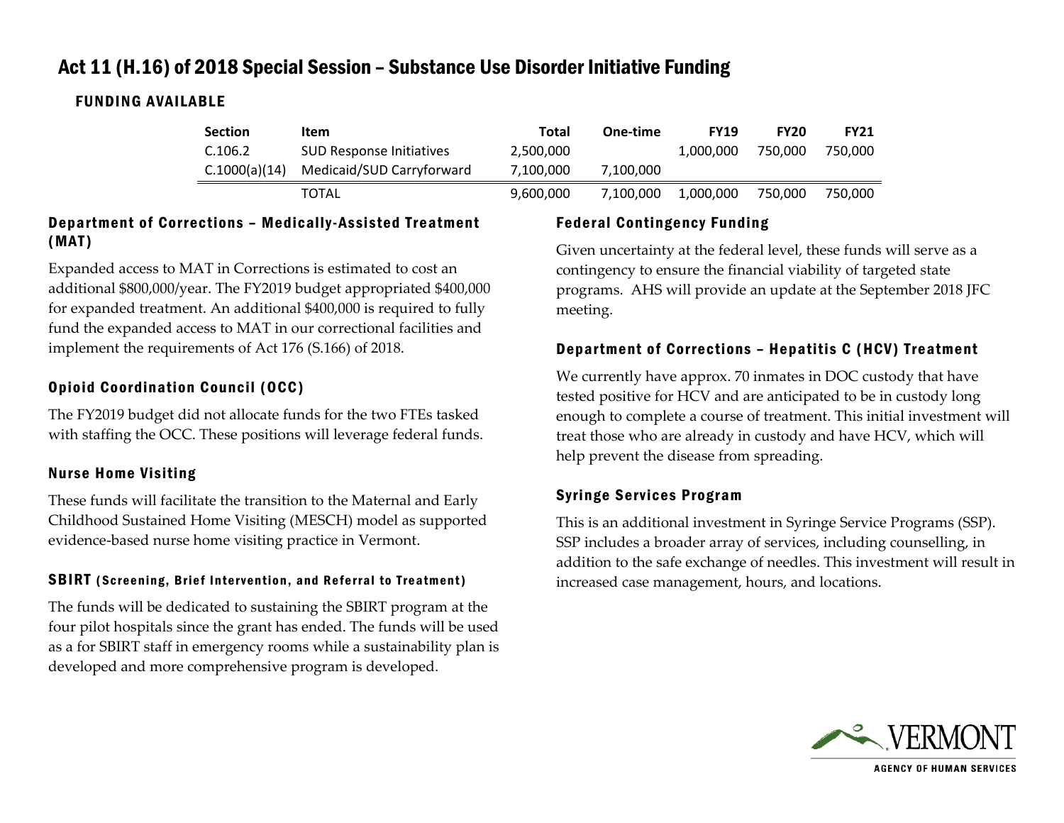# Act 11 (H.16) of 2018 Special Session – Substance Use Disorder Initiative Funding

## FUNDING AVAILABLE

| Section | Item | Total | One-time | FY19 | FY20 | FY21 |
|---|---|---|---|---|---|---|
| C.106.2 | SUD Response Initiatives | 2,500,000 | | 1,000,000 | 750,000 | 750,000 |
| C.1000(a)(14) | Medicaid/SUD Carryforward | 7,100,000 | 7,100,000 | | | |
| | TOTAL | 9,600,000 | 7,100,000 | 1,000,000 | 750,000 | 750,000 |

### Department of Corrections – Medically-Assisted Treatment (MAT)

Expanded access to MAT in Corrections is estimated to cost an additional $800,000/year. The FY2019 budget appropriated $400,000 for expanded treatment. An additional $400,000 is required to fully fund the expanded access to MAT in our correctional facilities and implement the requirements of Act 176 (S.166) of 2018.

### Opioid Coordination Council (OCC)

The FY2019 budget did not allocate funds for the two FTEs tasked with staffing the OCC. These positions will leverage federal funds.

### Nurse Home Visiting

These funds will facilitate the transition to the Maternal and Early Childhood Sustained Home Visiting (MESCH) model as supported evidence-based nurse home visiting practice in Vermont.

### SBIRT (Screening, Brief Intervention, and Referral to Treatment)

The funds will be dedicated to sustaining the SBIRT program at the four pilot hospitals since the grant has ended. The funds will be used as a for SBIRT staff in emergency rooms while a sustainability plan is developed and more comprehensive program is developed.

### Federal Contingency Funding

Given uncertainty at the federal level, these funds will serve as a contingency to ensure the financial viability of targeted state programs. AHS will provide an update at the September 2018 JFC meeting.

### Department of Corrections – Hepatitis C (HCV) Treatment

We currently have approx. 70 inmates in DOC custody that have tested positive for HCV and are anticipated to be in custody long enough to complete a course of treatment. This initial investment will treat those who are already in custody and have HCV, which will help prevent the disease from spreading.

### Syringe Services Program

This is an additional investment in Syringe Service Programs (SSP). SSP includes a broader array of services, including counselling, in addition to the safe exchange of needles. This investment will result in increased case management, hours, and locations.

VERMONT
AGENCY OF HUMAN SERVICES